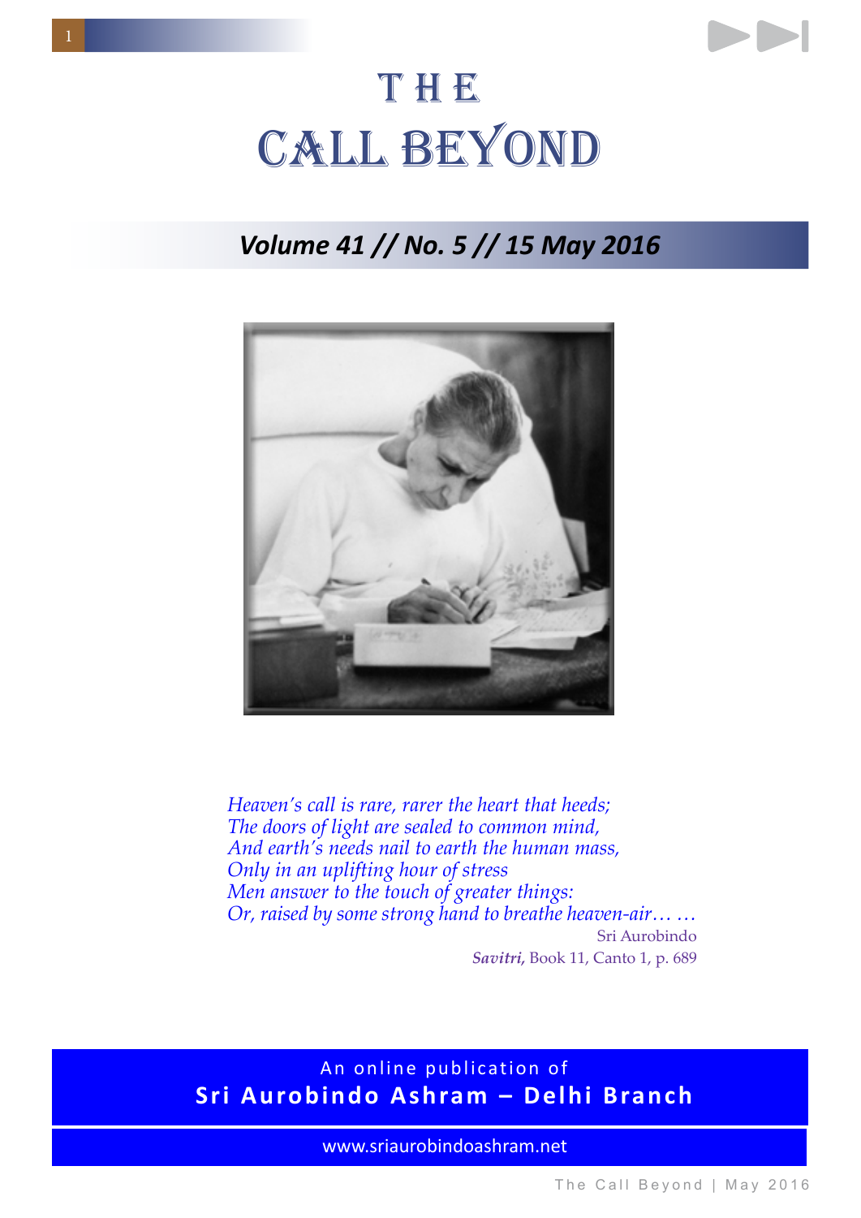# THE CALL BEYOND

## *Volume 41 // No. 5 // 15 May 2016*

*Heaven's call is rare, rarer the heart that heeds;*
*The doors of light are sealed to common mind,*
*And earth's needs nail to earth the human mass,*
*Only in an uplifting hour of stress*
*Men answer to the touch of greater things:*
*Or, raised by some strong hand to breathe heaven-air… …*

Sri Aurobindo
***Savitri,*** Book 11, Canto 1, p. 689

An online publication of
**Sri Aurobindo Ashram – Delhi Branch**

www.sriaurobindoashram.net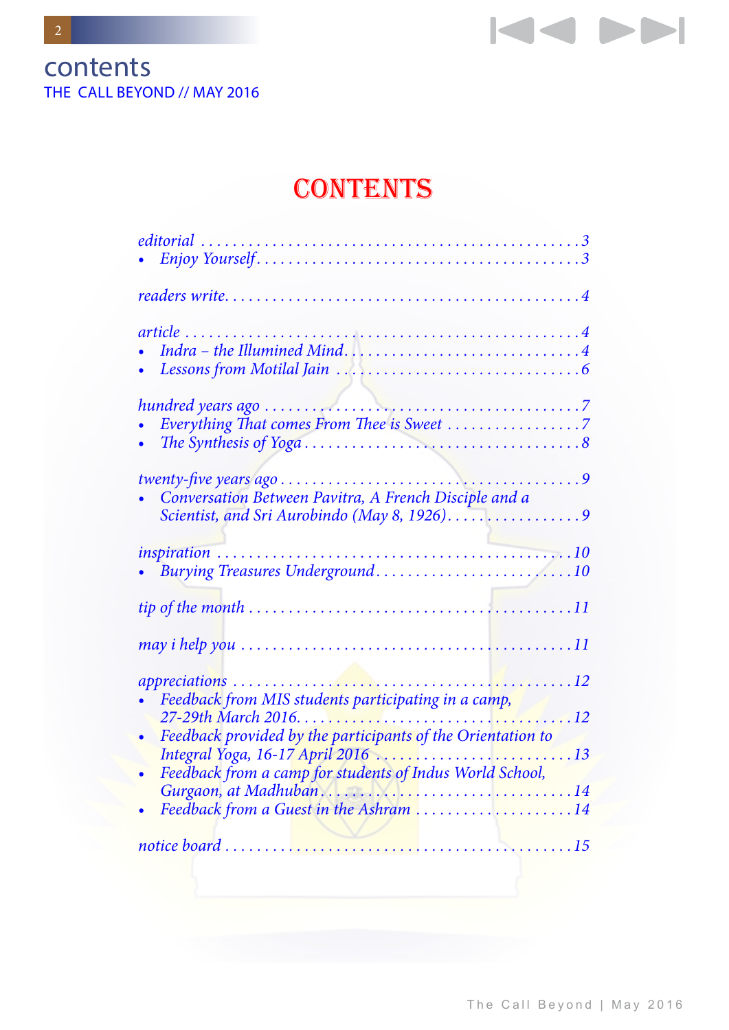# CONTENTS

*editorial* . . . . . . . . . . 3

- *Enjoy Yourself* . . . . . . . . . . 3

*readers write* . . . . . . . . . . 4

*article* . . . . . . . . . . 4

- *Indra – the Illumined Mind* . . . . . . . . . . 4
- *Lessons from Motilal Jain* . . . . . . . . . . 6

*hundred years ago* . . . . . . . . . . 7

- *Everything That comes From Thee is Sweet* . . . . . . . . . . 7
- *The Synthesis of Yoga* . . . . . . . . . . 8

*twenty-five years ago* . . . . . . . . . . 9

- *Conversation Between Pavitra, A French Disciple and a Scientist, and Sri Aurobindo (May 8, 1926)* . . . . . . . . . . 9

*inspiration* . . . . . . . . . . 10

- *Burying Treasures Underground* . . . . . . . . . . 10

*tip of the month* . . . . . . . . . . 11

*may i help you* . . . . . . . . . . 11

*appreciations* . . . . . . . . . . 12

- *Feedback from MIS students participating in a camp, 27-29th March 2016* . . . . . . . . . . 12
- *Feedback provided by the participants of the Orientation to Integral Yoga, 16-17 April 2016* . . . . . . . . . . 13
- *Feedback from a camp for students of Indus World School, Gurgaon, at Madhuban* . . . . . . . . . . 14
- *Feedback from a Guest in the Ashram* . . . . . . . . . . 14

*notice board* . . . . . . . . . . 15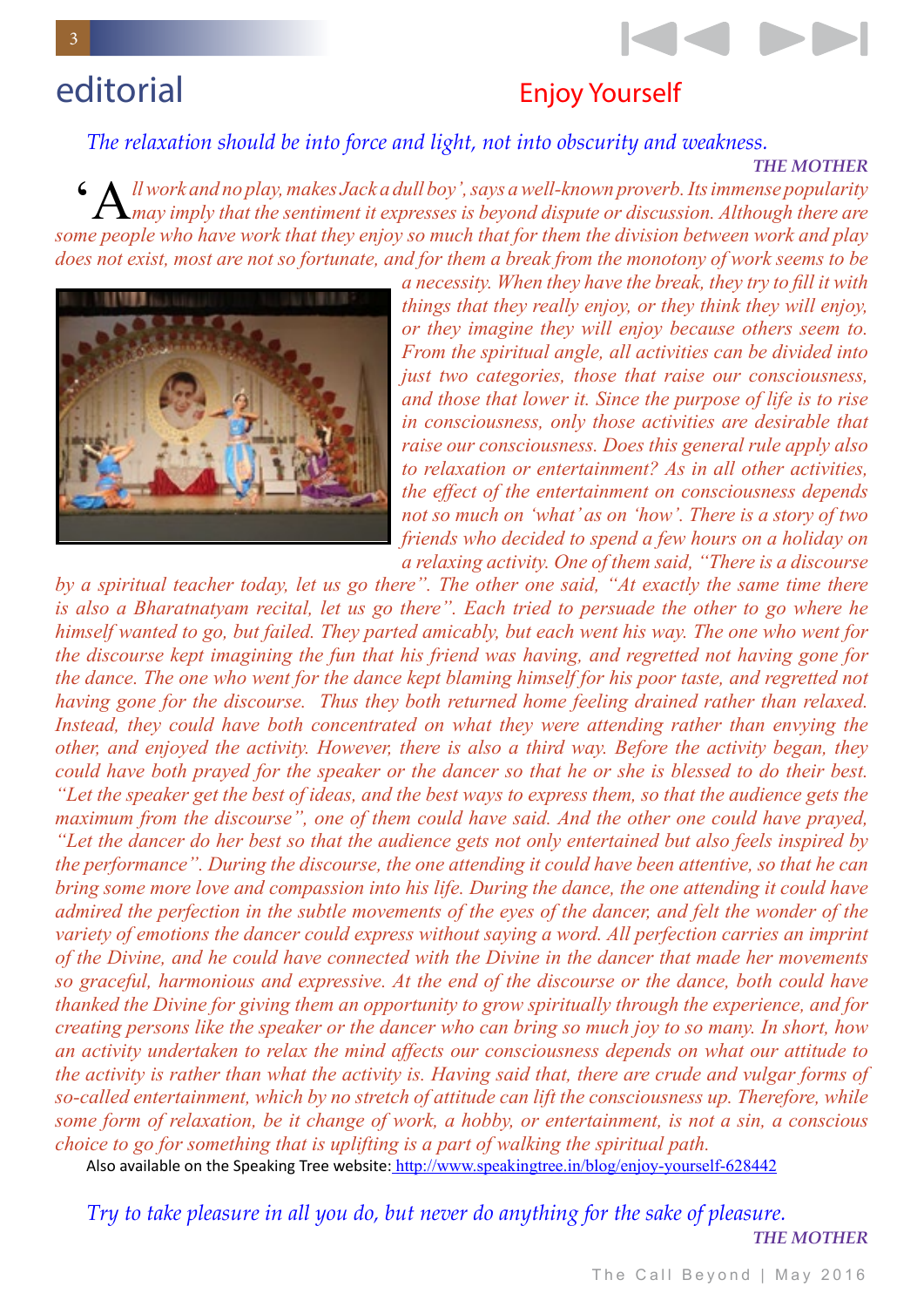# editorial

## Enjoy Yourself

*The relaxation should be into force and light, not into obscurity and weakness.*

**THE MOTHER**

*'All work and no play, makes Jack a dull boy', says a well-known proverb. Its immense popularity may imply that the sentiment it expresses is beyond dispute or discussion. Although there are some people who have work that they enjoy so much that for them the division between work and play does not exist, most are not so fortunate, and for them a break from the monotony of work seems to be a necessity. When they have the break, they try to fill it with things that they really enjoy, or they think they will enjoy, or they imagine they will enjoy because others seem to. From the spiritual angle, all activities can be divided into just two categories, those that raise our consciousness, and those that lower it. Since the purpose of life is to rise in consciousness, only those activities are desirable that raise our consciousness. Does this general rule apply also to relaxation or entertainment? As in all other activities, the effect of the entertainment on consciousness depends not so much on 'what' as on 'how'. There is a story of two friends who decided to spend a few hours on a holiday on a relaxing activity. One of them said, "There is a discourse by a spiritual teacher today, let us go there". The other one said, "At exactly the same time there is also a Bharatnatyam recital, let us go there". Each tried to persuade the other to go where he himself wanted to go, but failed. They parted amicably, but each went his way. The one who went for the discourse kept imagining the fun that his friend was having, and regretted not having gone for the dance. The one who went for the dance kept blaming himself for his poor taste, and regretted not having gone for the discourse. Thus they both returned home feeling drained rather than relaxed. Instead, they could have both concentrated on what they were attending rather than envying the other, and enjoyed the activity. However, there is also a third way. Before the activity began, they could have both prayed for the speaker or the dancer so that he or she is blessed to do their best. "Let the speaker get the best of ideas, and the best ways to express them, so that the audience gets the maximum from the discourse", one of them could have said. And the other one could have prayed, "Let the dancer do her best so that the audience gets not only entertained but also feels inspired by the performance". During the discourse, the one attending it could have been attentive, so that he can bring some more love and compassion into his life. During the dance, the one attending it could have admired the perfection in the subtle movements of the eyes of the dancer, and felt the wonder of the variety of emotions the dancer could express without saying a word. All perfection carries an imprint of the Divine, and he could have connected with the Divine in the dancer that made her movements so graceful, harmonious and expressive. At the end of the discourse or the dance, both could have thanked the Divine for giving them an opportunity to grow spiritually through the experience, and for creating persons like the speaker or the dancer who can bring so much joy to so many. In short, how an activity undertaken to relax the mind affects our consciousness depends on what our attitude to the activity is rather than what the activity is. Having said that, there are crude and vulgar forms of so-called entertainment, which by no stretch of attitude can lift the consciousness up. Therefore, while some form of relaxation, be it change of work, a hobby, or entertainment, is not a sin, a conscious choice to go for something that is uplifting is a part of walking the spiritual path.*

Also available on the Speaking Tree website: http://www.speakingtree.in/blog/enjoy-yourself-628442

*Try to take pleasure in all you do, but never do anything for the sake of pleasure.*

**THE MOTHER**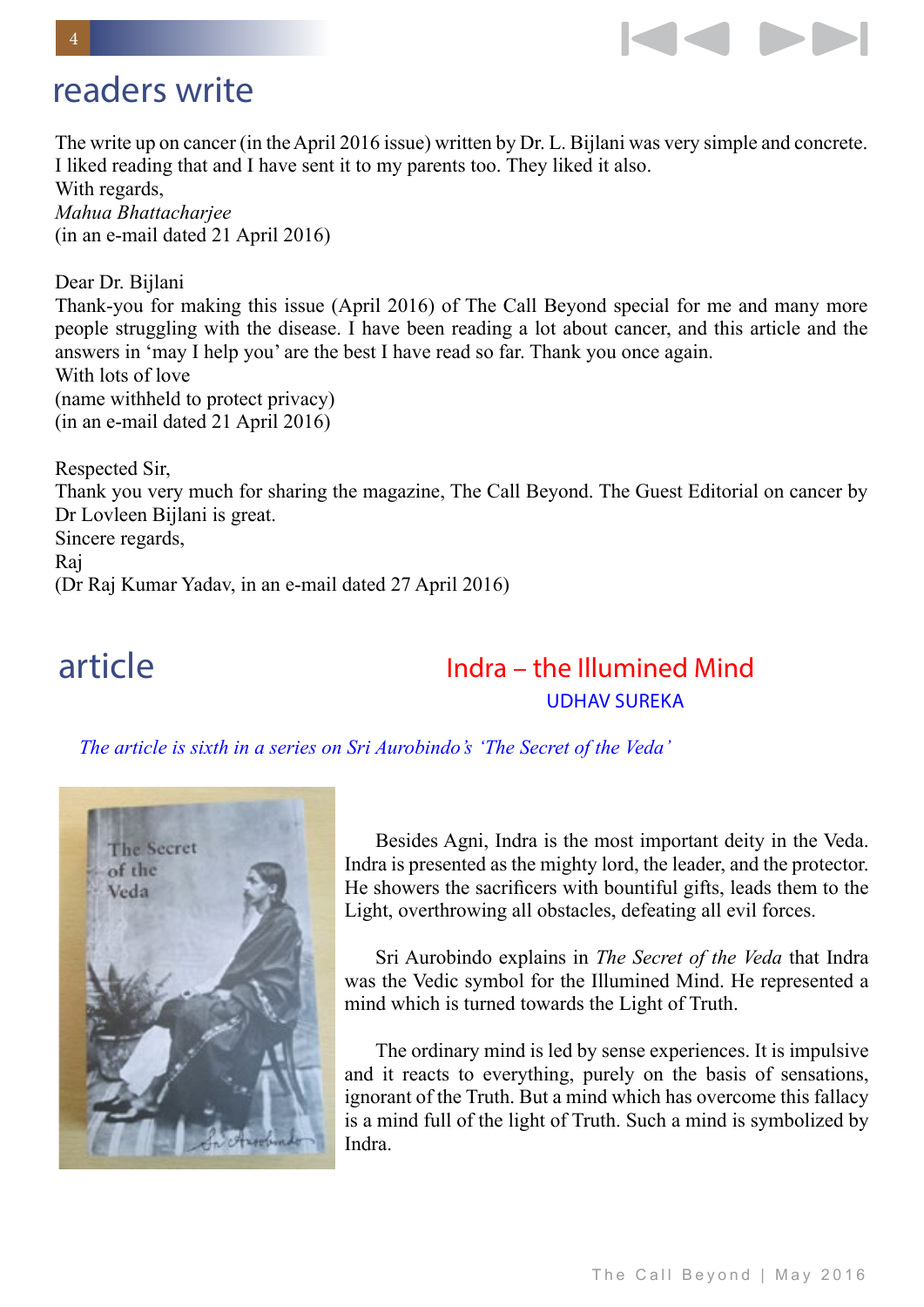# readers write

The write up on cancer (in the April 2016 issue) written by Dr. L. Bijlani was very simple and concrete. I liked reading that and I have sent it to my parents too. They liked it also.
With regards,
*Mahua Bhattacharjee*
(in an e-mail dated 21 April 2016)

Dear Dr. Bijlani
Thank-you for making this issue (April 2016) of The Call Beyond special for me and many more people struggling with the disease. I have been reading a lot about cancer, and this article and the answers in 'may I help you' are the best I have read so far. Thank you once again.
With lots of love
(name withheld to protect privacy)
(in an e-mail dated 21 April 2016)

Respected Sir,
Thank you very much for sharing the magazine, The Call Beyond. The Guest Editorial on cancer by Dr Lovleen Bijlani is great.
Sincere regards,
Raj
(Dr Raj Kumar Yadav, in an e-mail dated 27 April 2016)

# article

## Indra – the Illumined Mind

UDHAV SUREKA

*The article is sixth in a series on Sri Aurobindo's 'The Secret of the Veda'*

Besides Agni, Indra is the most important deity in the Veda. Indra is presented as the mighty lord, the leader, and the protector. He showers the sacrificers with bountiful gifts, leads them to the Light, overthrowing all obstacles, defeating all evil forces.

Sri Aurobindo explains in *The Secret of the Veda* that Indra was the Vedic symbol for the Illumined Mind. He represented a mind which is turned towards the Light of Truth.

The ordinary mind is led by sense experiences. It is impulsive and it reacts to everything, purely on the basis of sensations, ignorant of the Truth. But a mind which has overcome this fallacy is a mind full of the light of Truth. Such a mind is symbolized by Indra.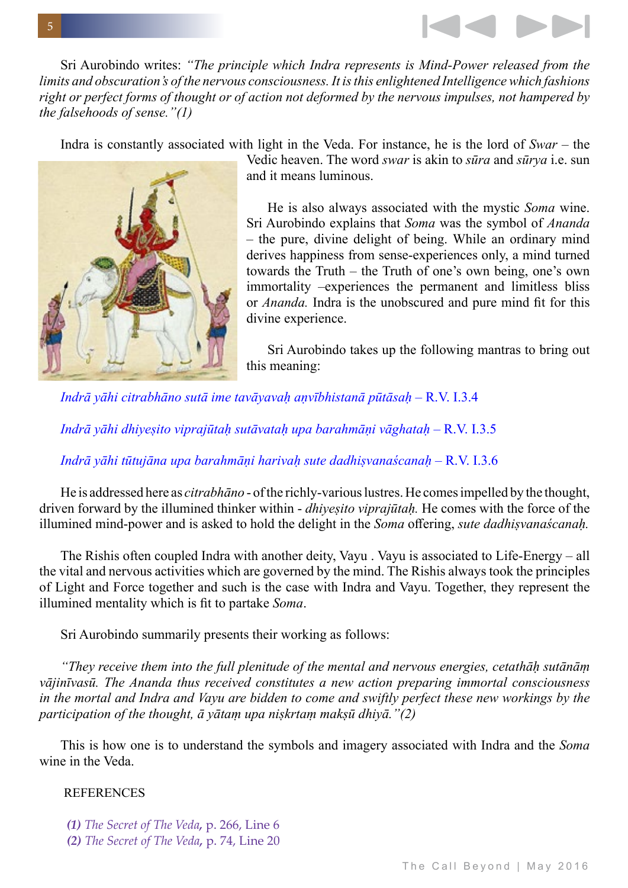Sri Aurobindo writes: *"The principle which Indra represents is Mind-Power released from the limits and obscuration's of the nervous consciousness. It is this enlightened Intelligence which fashions right or perfect forms of thought or of action not deformed by the nervous impulses, not hampered by the falsehoods of sense."(1)*

Indra is constantly associated with light in the Veda. For instance, he is the lord of *Swar* – the Vedic heaven. The word *swar* is akin to *sūra* and *sūrya* i.e. sun and it means luminous.

He is also always associated with the mystic *Soma* wine. Sri Aurobindo explains that *Soma* was the symbol of *Ananda* – the pure, divine delight of being. While an ordinary mind derives happiness from sense-experiences only, a mind turned towards the Truth – the Truth of one's own being, one's own immortality –experiences the permanent and limitless bliss or *Ananda.* Indra is the unobscured and pure mind fit for this divine experience.

Sri Aurobindo takes up the following mantras to bring out this meaning:

*Indrā yāhi citrabhāno sutā ime tavāyavaḥ aṇvībhistanā pūtāsaḥ* – R.V. I.3.4

*Indrā yāhi dhiyeṣito viprajūtaḥ sutāvataḥ upa barahmāṇi vāghataḥ* – R.V. I.3.5

*Indrā yāhi tūtujāna upa barahmāṇi harivaḥ sute dadhiṣvanaścanaḥ* – R.V. I.3.6

He is addressed here as *citrabhāno* - of the richly-various lustres. He comes impelled by the thought, driven forward by the illumined thinker within - *dhiyeṣito viprajūtaḥ.* He comes with the force of the illumined mind-power and is asked to hold the delight in the *Soma* offering, *sute dadhiṣvanaścanaḥ.*

The Rishis often coupled Indra with another deity, Vayu . Vayu is associated to Life-Energy – all the vital and nervous activities which are governed by the mind. The Rishis always took the principles of Light and Force together and such is the case with Indra and Vayu. Together, they represent the illumined mentality which is fit to partake *Soma*.

Sri Aurobindo summarily presents their working as follows:

*"They receive them into the full plenitude of the mental and nervous energies, cetathāḥ sutānāṃ vājinīvasū. The Ananda thus received constitutes a new action preparing immortal consciousness in the mortal and Indra and Vayu are bidden to come and swiftly perfect these new workings by the participation of the thought, ā yātaṃ upa niṣkrtaṃ makṣū dhiyā."(2)*

This is how one is to understand the symbols and imagery associated with Indra and the *Soma* wine in the Veda.

REFERENCES

**(1)** *The Secret of The Veda*, p. 266, Line 6
**(2)** *The Secret of The Veda*, p. 74, Line 20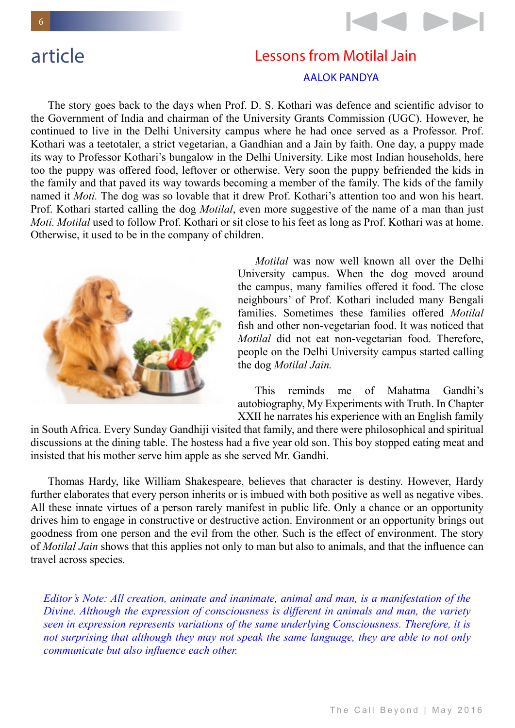article

# Lessons from Motilal Jain

AALOK PANDYA

The story goes back to the days when Prof. D. S. Kothari was defence and scientific advisor to the Government of India and chairman of the University Grants Commission (UGC). However, he continued to live in the Delhi University campus where he had once served as a Professor. Prof. Kothari was a teetotaler, a strict vegetarian, a Gandhian and a Jain by faith. One day, a puppy made its way to Professor Kothari's bungalow in the Delhi University. Like most Indian households, here too the puppy was offered food, leftover or otherwise. Very soon the puppy befriended the kids in the family and that paved its way towards becoming a member of the family. The kids of the family named it *Moti.* The dog was so lovable that it drew Prof. Kothari's attention too and won his heart. Prof. Kothari started calling the dog *Motilal*, even more suggestive of the name of a man than just *Moti. Motilal* used to follow Prof. Kothari or sit close to his feet as long as Prof. Kothari was at home. Otherwise, it used to be in the company of children.

*Motilal* was now well known all over the Delhi University campus. When the dog moved around the campus, many families offered it food. The close neighbours' of Prof. Kothari included many Bengali families. Sometimes these families offered *Motilal* fish and other non-vegetarian food. It was noticed that *Motilal* did not eat non-vegetarian food. Therefore, people on the Delhi University campus started calling the dog *Motilal Jain.*

This reminds me of Mahatma Gandhi's autobiography, My Experiments with Truth. In Chapter XXII he narrates his experience with an English family in South Africa. Every Sunday Gandhiji visited that family, and there were philosophical and spiritual discussions at the dining table. The hostess had a five year old son. This boy stopped eating meat and insisted that his mother serve him apple as she served Mr. Gandhi.

Thomas Hardy, like William Shakespeare, believes that character is destiny. However, Hardy further elaborates that every person inherits or is imbued with both positive as well as negative vibes. All these innate virtues of a person rarely manifest in public life. Only a chance or an opportunity drives him to engage in constructive or destructive action. Environment or an opportunity brings out goodness from one person and the evil from the other. Such is the effect of environment. The story of *Motilal Jain* shows that this applies not only to man but also to animals, and that the influence can travel across species.

*Editor's Note: All creation, animate and inanimate, animal and man, is a manifestation of the Divine. Although the expression of consciousness is different in animals and man, the variety seen in expression represents variations of the same underlying Consciousness. Therefore, it is not surprising that although they may not speak the same language, they are able to not only communicate but also influence each other.*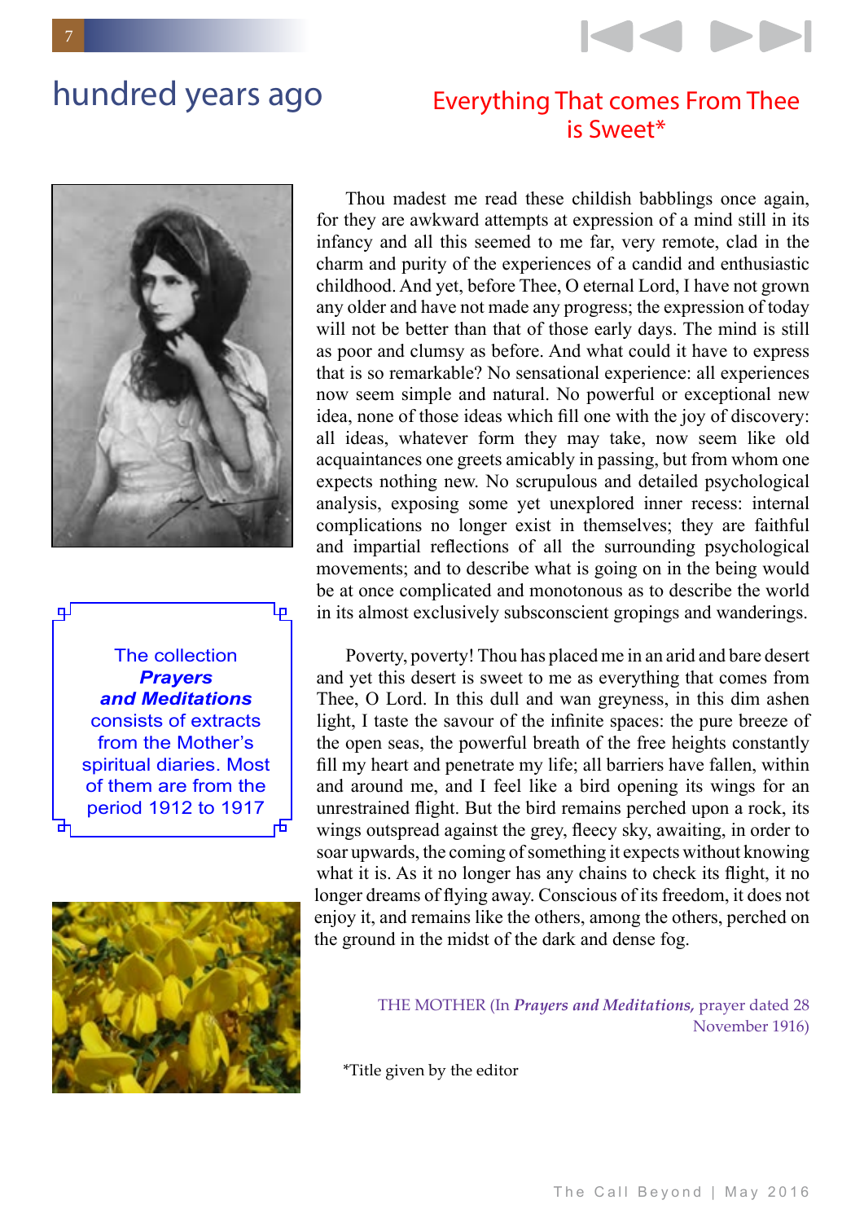# hundred years ago

## Everything That comes From Thee is Sweet*

The collection ***Prayers and Meditations*** consists of extracts from the Mother's spiritual diaries. Most of them are from the period 1912 to 1917

Thou madest me read these childish babblings once again, for they are awkward attempts at expression of a mind still in its infancy and all this seemed to me far, very remote, clad in the charm and purity of the experiences of a candid and enthusiastic childhood. And yet, before Thee, O eternal Lord, I have not grown any older and have not made any progress; the expression of today will not be better than that of those early days. The mind is still as poor and clumsy as before. And what could it have to express that is so remarkable? No sensational experience: all experiences now seem simple and natural. No powerful or exceptional new idea, none of those ideas which fill one with the joy of discovery: all ideas, whatever form they may take, now seem like old acquaintances one greets amicably in passing, but from whom one expects nothing new. No scrupulous and detailed psychological analysis, exposing some yet unexplored inner recess: internal complications no longer exist in themselves; they are faithful and impartial reflections of all the surrounding psychological movements; and to describe what is going on in the being would be at once complicated and monotonous as to describe the world in its almost exclusively subsconscient gropings and wanderings.

Poverty, poverty! Thou has placed me in an arid and bare desert and yet this desert is sweet to me as everything that comes from Thee, O Lord. In this dull and wan greyness, in this dim ashen light, I taste the savour of the infinite spaces: the pure breeze of the open seas, the powerful breath of the free heights constantly fill my heart and penetrate my life; all barriers have fallen, within and around me, and I feel like a bird opening its wings for an unrestrained flight. But the bird remains perched upon a rock, its wings outspread against the grey, fleecy sky, awaiting, in order to soar upwards, the coming of something it expects without knowing what it is. As it no longer has any chains to check its flight, it no longer dreams of flying away. Conscious of its freedom, it does not enjoy it, and remains like the others, among the others, perched on the ground in the midst of the dark and dense fog.

THE MOTHER (In ***Prayers and Meditations,*** prayer dated 28 November 1916)

*Title given by the editor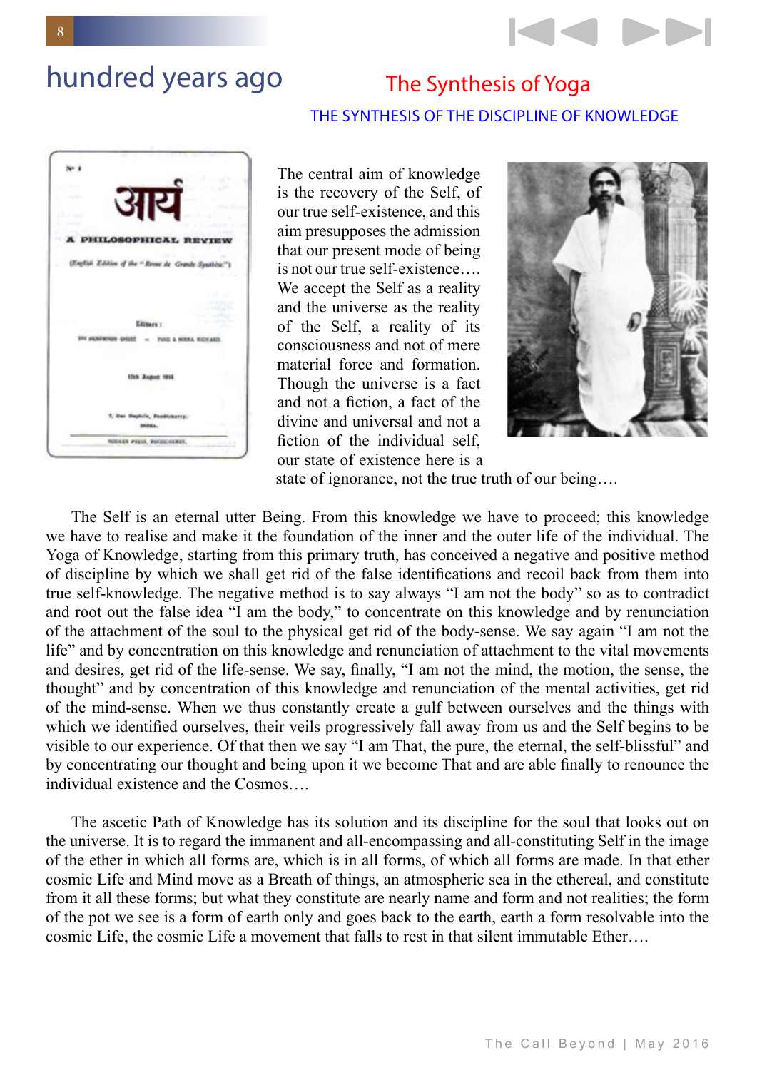# hundred years ago

## The Synthesis of Yoga

### THE SYNTHESIS OF THE DISCIPLINE OF KNOWLEDGE

The central aim of knowledge is the recovery of the Self, of our true self-existence, and this aim presupposes the admission that our present mode of being is not our true self-existence…. We accept the Self as a reality and the universe as the reality of the Self, a reality of its consciousness and not of mere material force and formation. Though the universe is a fact and not a fiction, a fact of the divine and universal and not a fiction of the individual self, our state of existence here is a state of ignorance, not the true truth of our being….

The Self is an eternal utter Being. From this knowledge we have to proceed; this knowledge we have to realise and make it the foundation of the inner and the outer life of the individual. The Yoga of Knowledge, starting from this primary truth, has conceived a negative and positive method of discipline by which we shall get rid of the false identifications and recoil back from them into true self-knowledge. The negative method is to say always "I am not the body" so as to contradict and root out the false idea "I am the body," to concentrate on this knowledge and by renunciation of the attachment of the soul to the physical get rid of the body-sense. We say again "I am not the life" and by concentration on this knowledge and renunciation of attachment to the vital movements and desires, get rid of the life-sense. We say, finally, "I am not the mind, the motion, the sense, the thought" and by concentration of this knowledge and renunciation of the mental activities, get rid of the mind-sense. When we thus constantly create a gulf between ourselves and the things with which we identified ourselves, their veils progressively fall away from us and the Self begins to be visible to our experience. Of that then we say "I am That, the pure, the eternal, the self-blissful" and by concentrating our thought and being upon it we become That and are able finally to renounce the individual existence and the Cosmos….

The ascetic Path of Knowledge has its solution and its discipline for the soul that looks out on the universe. It is to regard the immanent and all-encompassing and all-constituting Self in the image of the ether in which all forms are, which is in all forms, of which all forms are made. In that ether cosmic Life and Mind move as a Breath of things, an atmospheric sea in the ethereal, and constitute from it all these forms; but what they constitute are nearly name and form and not realities; the form of the pot we see is a form of earth only and goes back to the earth, earth a form resolvable into the cosmic Life, the cosmic Life a movement that falls to rest in that silent immutable Ether….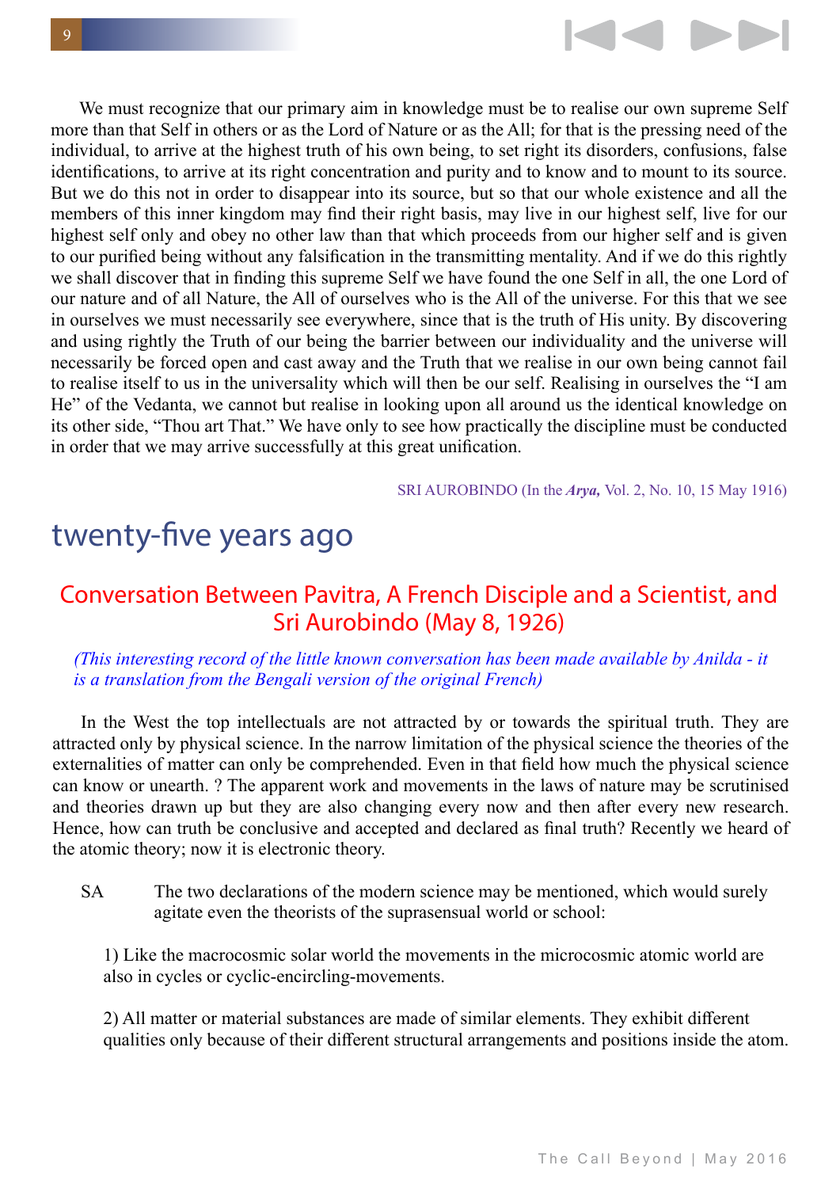We must recognize that our primary aim in knowledge must be to realise our own supreme Self more than that Self in others or as the Lord of Nature or as the All; for that is the pressing need of the individual, to arrive at the highest truth of his own being, to set right its disorders, confusions, false identifications, to arrive at its right concentration and purity and to know and to mount to its source. But we do this not in order to disappear into its source, but so that our whole existence and all the members of this inner kingdom may find their right basis, may live in our highest self, live for our highest self only and obey no other law than that which proceeds from our higher self and is given to our purified being without any falsification in the transmitting mentality. And if we do this rightly we shall discover that in finding this supreme Self we have found the one Self in all, the one Lord of our nature and of all Nature, the All of ourselves who is the All of the universe. For this that we see in ourselves we must necessarily see everywhere, since that is the truth of His unity. By discovering and using rightly the Truth of our being the barrier between our individuality and the universe will necessarily be forced open and cast away and the Truth that we realise in our own being cannot fail to realise itself to us in the universality which will then be our self. Realising in ourselves the "I am He" of the Vedanta, we cannot but realise in looking upon all around us the identical knowledge on its other side, "Thou art That." We have only to see how practically the discipline must be conducted in order that we may arrive successfully at this great unification.

SRI AUROBINDO (In the ***Arya,*** Vol. 2, No. 10, 15 May 1916)

# twenty-five years ago

## Conversation Between Pavitra, A French Disciple and a Scientist, and Sri Aurobindo (May 8, 1926)

*(This interesting record of the little known conversation has been made available by Anilda - it is a translation from the Bengali version of the original French)*

In the West the top intellectuals are not attracted by or towards the spiritual truth. They are attracted only by physical science. In the narrow limitation of the physical science the theories of the externalities of matter can only be comprehended. Even in that field how much the physical science can know or unearth. ? The apparent work and movements in the laws of nature may be scrutinised and theories drawn up but they are also changing every now and then after every new research. Hence, how can truth be conclusive and accepted and declared as final truth? Recently we heard of the atomic theory; now it is electronic theory.

SA The two declarations of the modern science may be mentioned, which would surely agitate even the theorists of the suprasensual world or school:

1) Like the macrocosmic solar world the movements in the microcosmic atomic world are also in cycles or cyclic-encircling-movements.

2) All matter or material substances are made of similar elements. They exhibit different qualities only because of their different structural arrangements and positions inside the atom.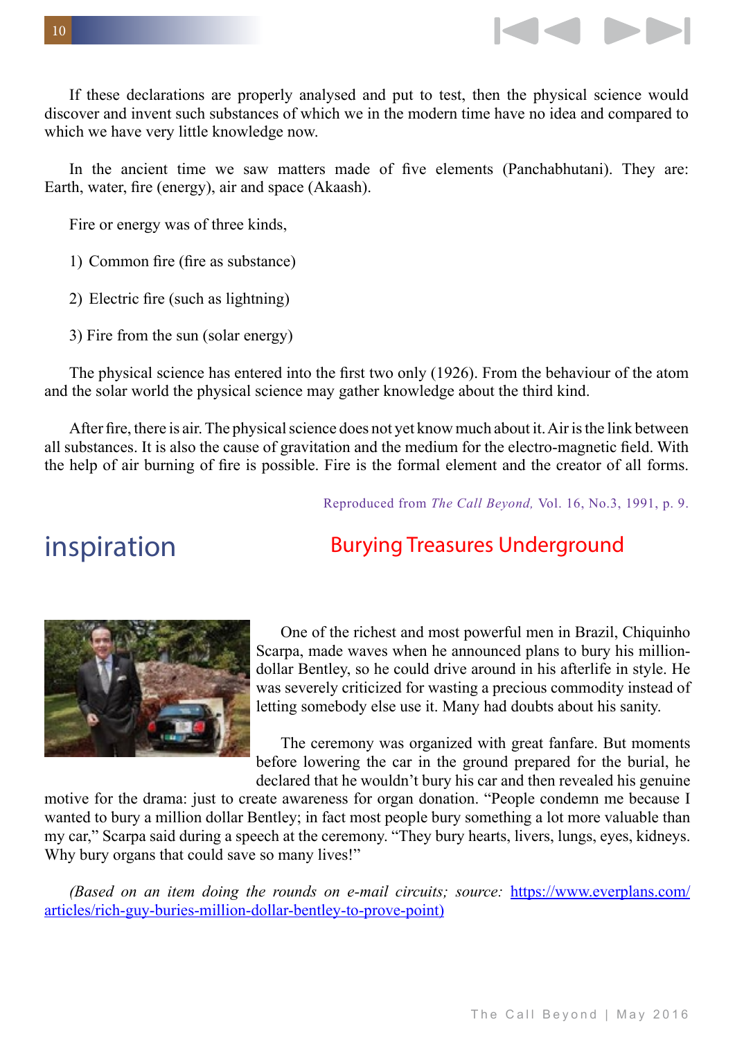If these declarations are properly analysed and put to test, then the physical science would discover and invent such substances of which we in the modern time have no idea and compared to which we have very little knowledge now.

In the ancient time we saw matters made of five elements (Panchabhutani). They are: Earth, water, fire (energy), air and space (Akaash).

Fire or energy was of three kinds,

1) Common fire (fire as substance)

2) Electric fire (such as lightning)

3) Fire from the sun (solar energy)

The physical science has entered into the first two only (1926). From the behaviour of the atom and the solar world the physical science may gather knowledge about the third kind.

After fire, there is air. The physical science does not yet know much about it. Air is the link between all substances. It is also the cause of gravitation and the medium for the electro-magnetic field. With the help of air burning of fire is possible. Fire is the formal element and the creator of all forms.

Reproduced from *The Call Beyond,* Vol. 16, No.3, 1991, p. 9.

## inspiration

## Burying Treasures Underground

One of the richest and most powerful men in Brazil, Chiquinho Scarpa, made waves when he announced plans to bury his million-dollar Bentley, so he could drive around in his afterlife in style. He was severely criticized for wasting a precious commodity instead of letting somebody else use it. Many had doubts about his sanity.

The ceremony was organized with great fanfare. But moments before lowering the car in the ground prepared for the burial, he declared that he wouldn't bury his car and then revealed his genuine motive for the drama: just to create awareness for organ donation. "People condemn me because I wanted to bury a million dollar Bentley; in fact most people bury something a lot more valuable than my car," Scarpa said during a speech at the ceremony. "They bury hearts, livers, lungs, eyes, kidneys. Why bury organs that could save so many lives!"

*(Based on an item doing the rounds on e-mail circuits; source:* [https://www.everplans.com/articles/rich-guy-buries-million-dollar-bentley-to-prove-point)](https://www.everplans.com/articles/rich-guy-buries-million-dollar-bentley-to-prove-point)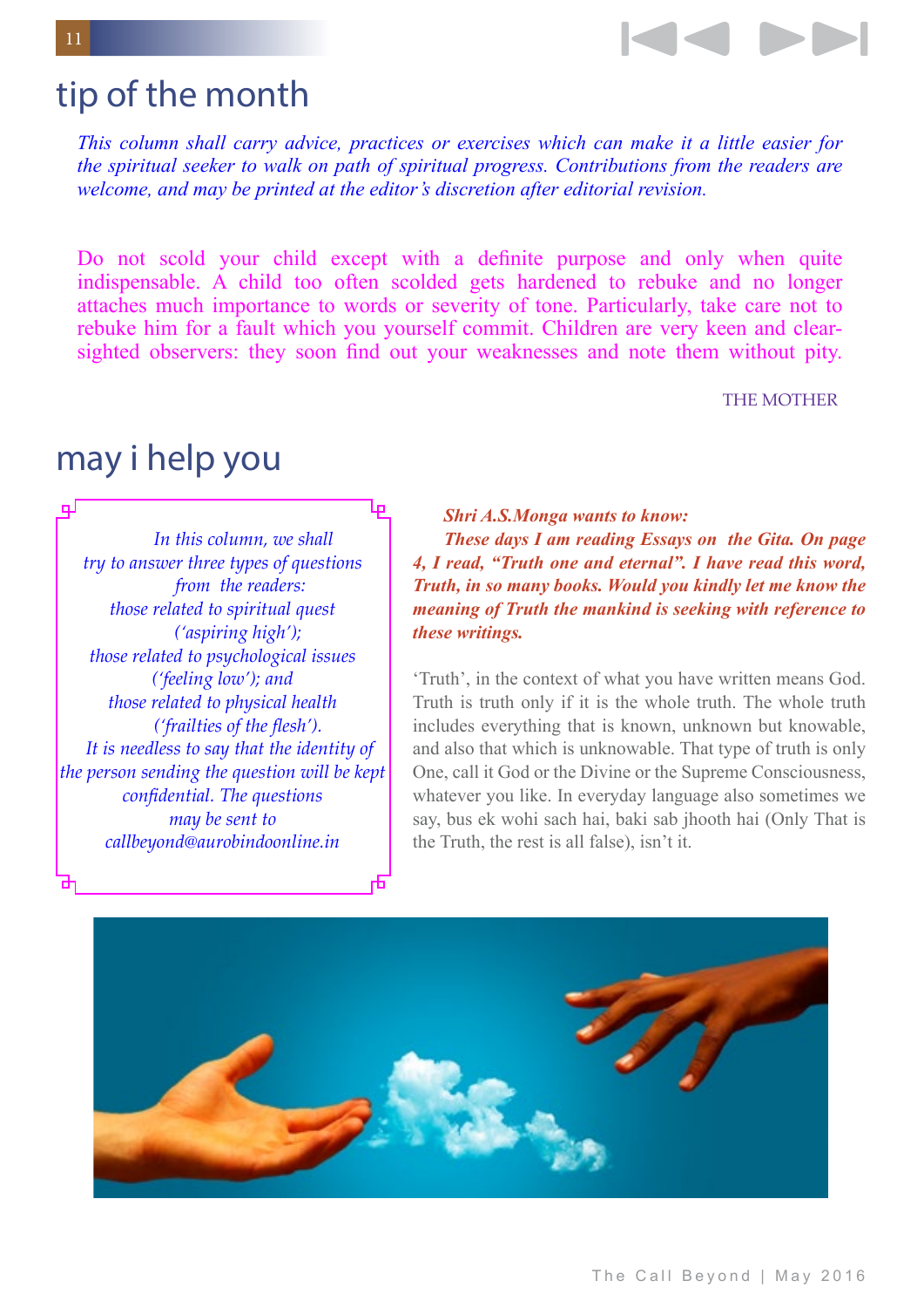## tip of the month

*This column shall carry advice, practices or exercises which can make it a little easier for the spiritual seeker to walk on path of spiritual progress. Contributions from the readers are welcome, and may be printed at the editor's discretion after editorial revision.*

Do not scold your child except with a definite purpose and only when quite indispensable. A child too often scolded gets hardened to rebuke and no longer attaches much importance to words or severity of tone. Particularly, take care not to rebuke him for a fault which you yourself commit. Children are very keen and clear-sighted observers: they soon find out your weaknesses and note them without pity.

THE MOTHER

## may i help you

*In this column, we shall try to answer three types of questions from the readers:*
*those related to spiritual quest ('aspiring high');*
*those related to psychological issues ('feeling low'); and*
*those related to physical health ('frailties of the flesh').*
*It is needless to say that the identity of the person sending the question will be kept confidential. The questions may be sent to callbeyond@aurobindoonline.in*

***Shri A.S.Monga wants to know:***

***These days I am reading Essays on the Gita. On page 4, I read, "Truth one and eternal". I have read this word, Truth, in so many books. Would you kindly let me know the meaning of Truth the mankind is seeking with reference to these writings.***

'Truth', in the context of what you have written means God. Truth is truth only if it is the whole truth. The whole truth includes everything that is known, unknown but knowable, and also that which is unknowable. That type of truth is only One, call it God or the Divine or the Supreme Consciousness, whatever you like. In everyday language also sometimes we say, bus ek wohi sach hai, baki sab jhooth hai (Only That is the Truth, the rest is all false), isn't it.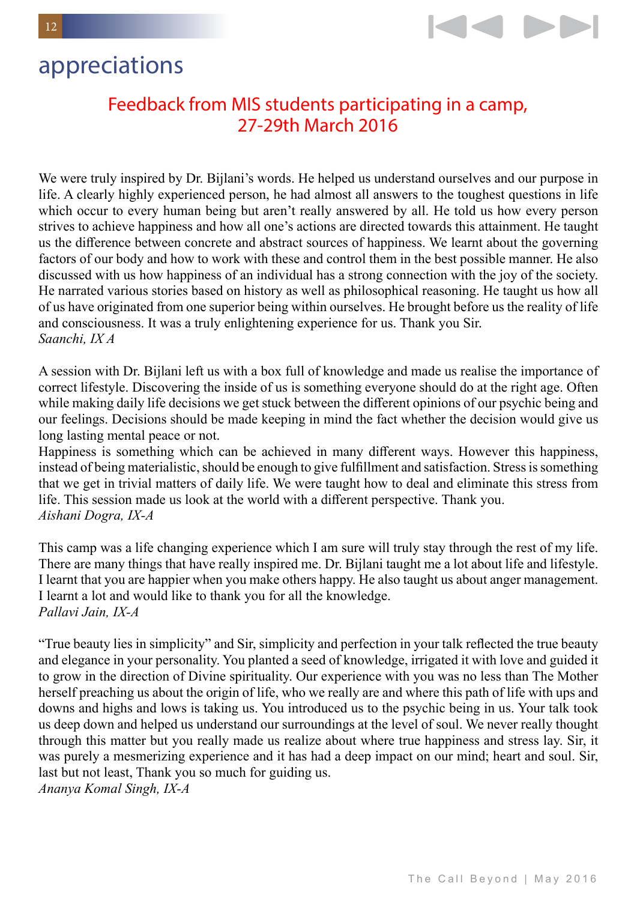# appreciations

## Feedback from MIS students participating in a camp, 27-29th March 2016

We were truly inspired by Dr. Bijlani's words. He helped us understand ourselves and our purpose in life. A clearly highly experienced person, he had almost all answers to the toughest questions in life which occur to every human being but aren't really answered by all. He told us how every person strives to achieve happiness and how all one's actions are directed towards this attainment. He taught us the difference between concrete and abstract sources of happiness. We learnt about the governing factors of our body and how to work with these and control them in the best possible manner. He also discussed with us how happiness of an individual has a strong connection with the joy of the society. He narrated various stories based on history as well as philosophical reasoning. He taught us how all of us have originated from one superior being within ourselves. He brought before us the reality of life and consciousness. It was a truly enlightening experience for us. Thank you Sir.
*Saanchi, IX A*

A session with Dr. Bijlani left us with a box full of knowledge and made us realise the importance of correct lifestyle. Discovering the inside of us is something everyone should do at the right age. Often while making daily life decisions we get stuck between the different opinions of our psychic being and our feelings. Decisions should be made keeping in mind the fact whether the decision would give us long lasting mental peace or not.
Happiness is something which can be achieved in many different ways. However this happiness, instead of being materialistic, should be enough to give fulfillment and satisfaction. Stress is something that we get in trivial matters of daily life. We were taught how to deal and eliminate this stress from life. This session made us look at the world with a different perspective. Thank you.
*Aishani Dogra, IX-A*

This camp was a life changing experience which I am sure will truly stay through the rest of my life. There are many things that have really inspired me. Dr. Bijlani taught me a lot about life and lifestyle. I learnt that you are happier when you make others happy. He also taught us about anger management. I learnt a lot and would like to thank you for all the knowledge.
*Pallavi Jain, IX-A*

"True beauty lies in simplicity" and Sir, simplicity and perfection in your talk reflected the true beauty and elegance in your personality. You planted a seed of knowledge, irrigated it with love and guided it to grow in the direction of Divine spirituality. Our experience with you was no less than The Mother herself preaching us about the origin of life, who we really are and where this path of life with ups and downs and highs and lows is taking us. You introduced us to the psychic being in us. Your talk took us deep down and helped us understand our surroundings at the level of soul. We never really thought through this matter but you really made us realize about where true happiness and stress lay. Sir, it was purely a mesmerizing experience and it has had a deep impact on our mind; heart and soul. Sir, last but not least, Thank you so much for guiding us.
*Ananya Komal Singh, IX-A*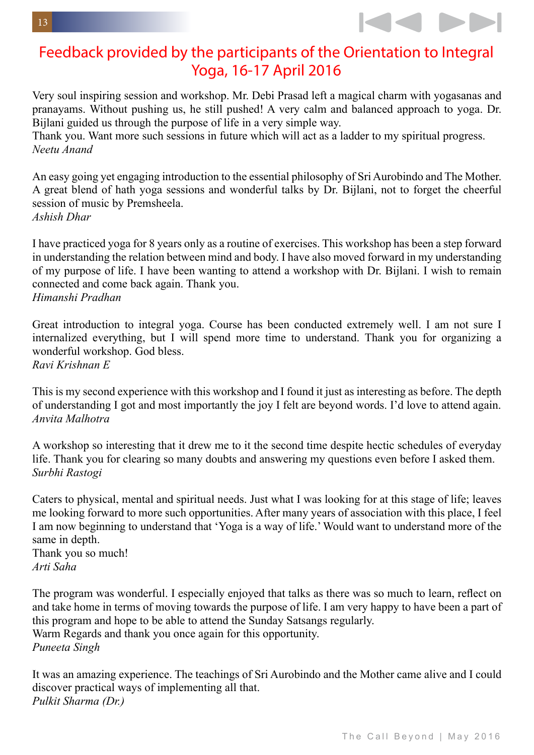# Feedback provided by the participants of the Orientation to Integral Yoga, 16-17 April 2016

Very soul inspiring session and workshop. Mr. Debi Prasad left a magical charm with yogasanas and pranayams. Without pushing us, he still pushed! A very calm and balanced approach to yoga. Dr. Bijlani guided us through the purpose of life in a very simple way.
Thank you. Want more such sessions in future which will act as a ladder to my spiritual progress.
*Neetu Anand*

An easy going yet engaging introduction to the essential philosophy of Sri Aurobindo and The Mother. A great blend of hath yoga sessions and wonderful talks by Dr. Bijlani, not to forget the cheerful session of music by Premsheela.
*Ashish Dhar*

I have practiced yoga for 8 years only as a routine of exercises. This workshop has been a step forward in understanding the relation between mind and body. I have also moved forward in my understanding of my purpose of life. I have been wanting to attend a workshop with Dr. Bijlani. I wish to remain connected and come back again. Thank you.
*Himanshi Pradhan*

Great introduction to integral yoga. Course has been conducted extremely well. I am not sure I internalized everything, but I will spend more time to understand. Thank you for organizing a wonderful workshop. God bless.
*Ravi Krishnan E*

This is my second experience with this workshop and I found it just as interesting as before. The depth of understanding I got and most importantly the joy I felt are beyond words. I'd love to attend again.
*Anvita Malhotra*

A workshop so interesting that it drew me to it the second time despite hectic schedules of everyday life. Thank you for clearing so many doubts and answering my questions even before I asked them.
*Surbhi Rastogi*

Caters to physical, mental and spiritual needs. Just what I was looking for at this stage of life; leaves me looking forward to more such opportunities. After many years of association with this place, I feel I am now beginning to understand that 'Yoga is a way of life.' Would want to understand more of the same in depth.
Thank you so much!
*Arti Saha*

The program was wonderful. I especially enjoyed that talks as there was so much to learn, reflect on and take home in terms of moving towards the purpose of life. I am very happy to have been a part of this program and hope to be able to attend the Sunday Satsangs regularly.
Warm Regards and thank you once again for this opportunity.
*Puneeta Singh*

It was an amazing experience. The teachings of Sri Aurobindo and the Mother came alive and I could discover practical ways of implementing all that.
*Pulkit Sharma (Dr.)*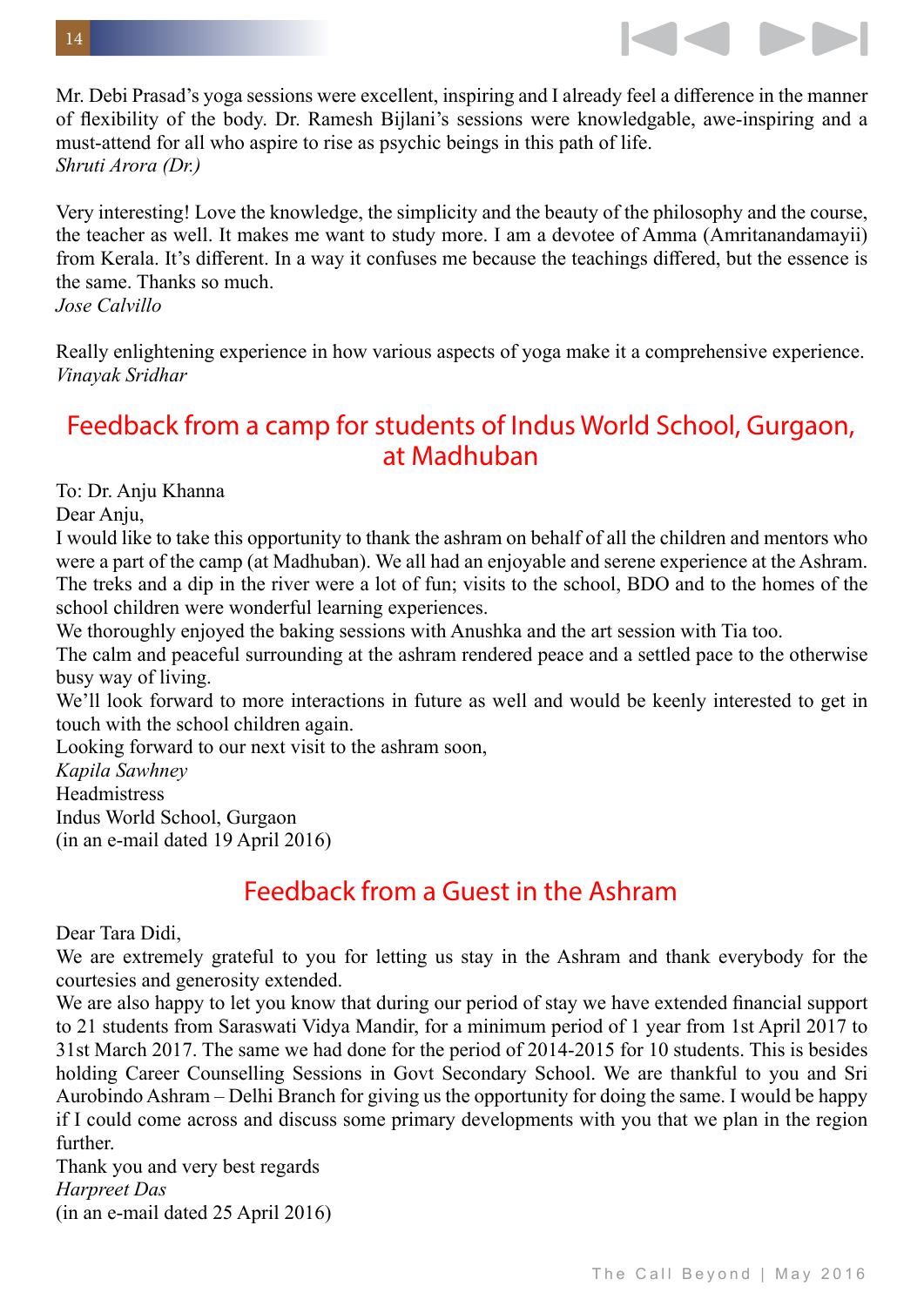Mr. Debi Prasad's yoga sessions were excellent, inspiring and I already feel a difference in the manner of flexibility of the body. Dr. Ramesh Bijlani's sessions were knowledgable, awe-inspiring and a must-attend for all who aspire to rise as psychic beings in this path of life.
*Shruti Arora (Dr.)*

Very interesting! Love the knowledge, the simplicity and the beauty of the philosophy and the course, the teacher as well. It makes me want to study more. I am a devotee of Amma (Amritanandamayii) from Kerala. It's different. In a way it confuses me because the teachings differed, but the essence is the same. Thanks so much.
*Jose Calvillo*

Really enlightening experience in how various aspects of yoga make it a comprehensive experience.
*Vinayak Sridhar*

## Feedback from a camp for students of Indus World School, Gurgaon, at Madhuban

To: Dr. Anju Khanna
Dear Anju,
I would like to take this opportunity to thank the ashram on behalf of all the children and mentors who were a part of the camp (at Madhuban). We all had an enjoyable and serene experience at the Ashram. The treks and a dip in the river were a lot of fun; visits to the school, BDO and to the homes of the school children were wonderful learning experiences.
We thoroughly enjoyed the baking sessions with Anushka and the art session with Tia too.
The calm and peaceful surrounding at the ashram rendered peace and a settled pace to the otherwise busy way of living.
We'll look forward to more interactions in future as well and would be keenly interested to get in touch with the school children again.
Looking forward to our next visit to the ashram soon,
*Kapila Sawhney*
Headmistress
Indus World School, Gurgaon
(in an e-mail dated 19 April 2016)

## Feedback from a Guest in the Ashram

Dear Tara Didi,
We are extremely grateful to you for letting us stay in the Ashram and thank everybody for the courtesies and generosity extended.
We are also happy to let you know that during our period of stay we have extended financial support to 21 students from Saraswati Vidya Mandir, for a minimum period of 1 year from 1st April 2017 to 31st March 2017. The same we had done for the period of 2014-2015 for 10 students. This is besides holding Career Counselling Sessions in Govt Secondary School. We are thankful to you and Sri Aurobindo Ashram – Delhi Branch for giving us the opportunity for doing the same. I would be happy if I could come across and discuss some primary developments with you that we plan in the region further.
Thank you and very best regards
*Harpreet Das*
(in an e-mail dated 25 April 2016)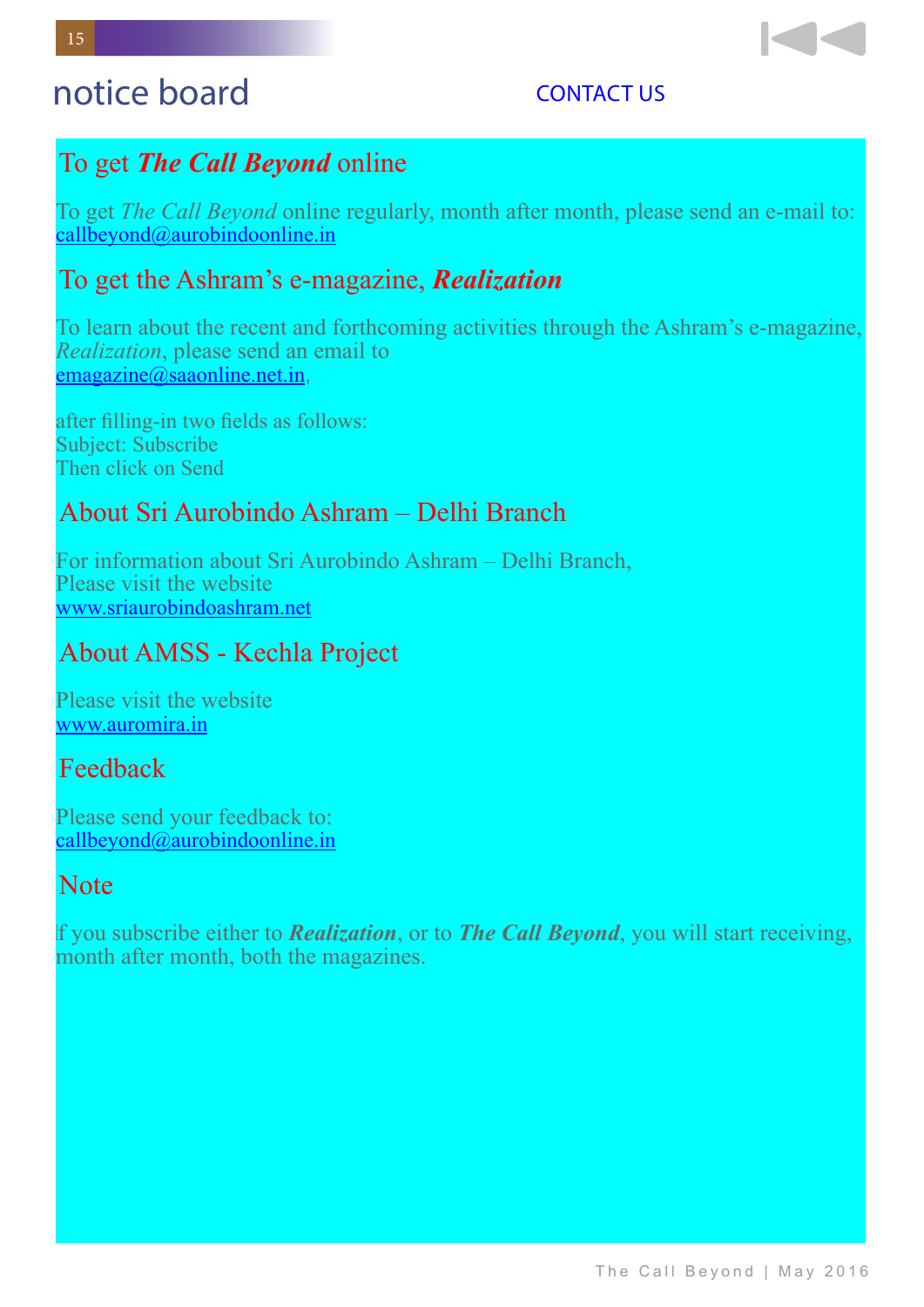# notice board

CONTACT US

## To get ***The Call Beyond*** online

To get *The Call Beyond* online regularly, month after month, please send an e-mail to:
callbeyond@aurobindoonline.in

## To get the Ashram's e-magazine, ***Realization***

To learn about the recent and forthcoming activities through the Ashram's e-magazine, *Realization*, please send an email to
emagazine@saaonline.net.in,

after filling-in two fields as follows:
Subject: Subscribe
Then click on Send

## About Sri Aurobindo Ashram – Delhi Branch

For information about Sri Aurobindo Ashram – Delhi Branch,
Please visit the website
www.sriaurobindoashram.net

## About AMSS - Kechla Project

Please visit the website
www.auromira.in

## Feedback

Please send your feedback to:
callbeyond@aurobindoonline.in

## Note

If you subscribe either to ***Realization***, or to ***The Call Beyond***, you will start receiving, month after month, both the magazines.